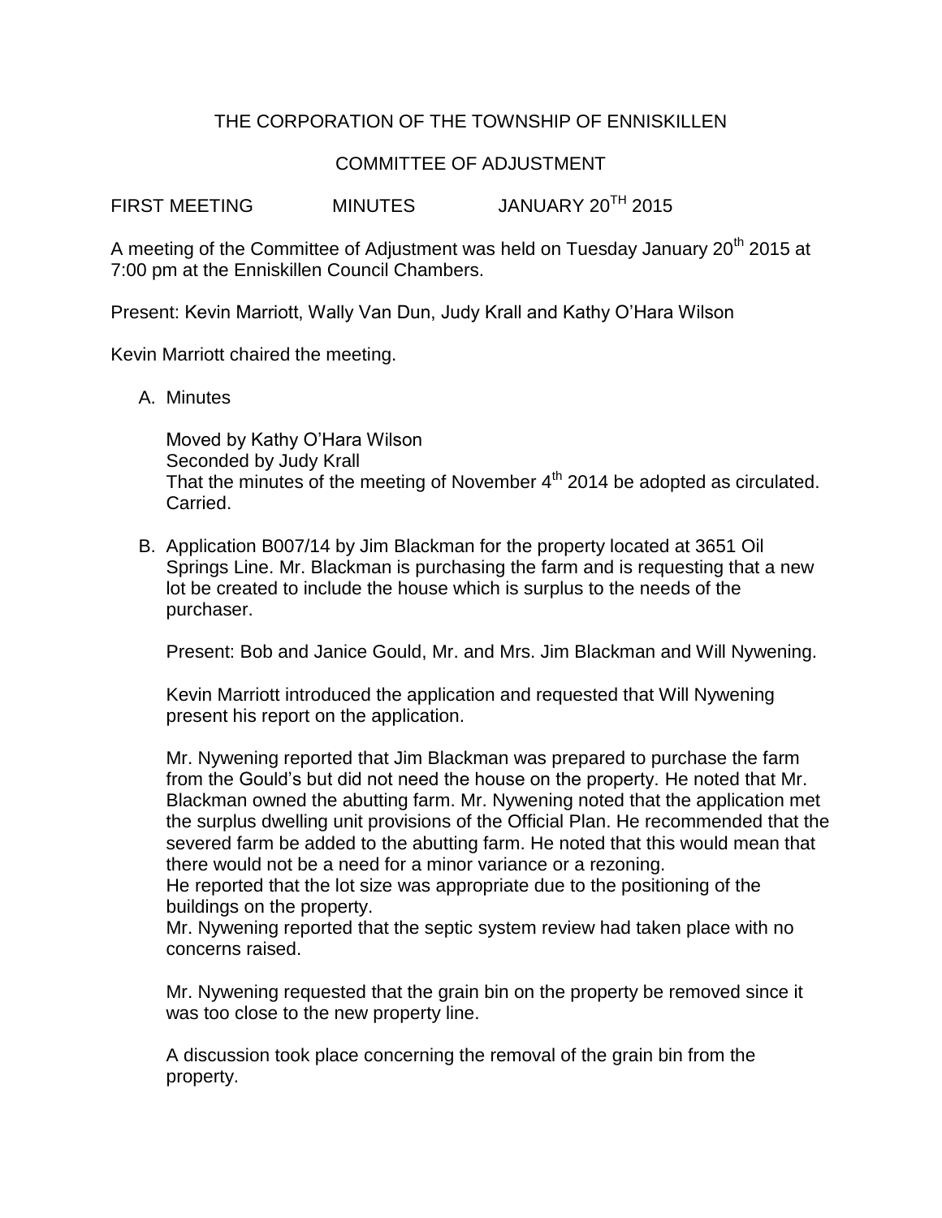# THE CORPORATION OF THE TOWNSHIP OF ENNISKILLEN

## COMMITTEE OF ADJUSTMENT

FIRST MEETING MINUTES JANUARY 20TH 2015

A meeting of the Committee of Adjustment was held on Tuesday January 20th 2015 at 7:00 pm at the Enniskillen Council Chambers.

Present: Kevin Marriott, Wally Van Dun, Judy Krall and Kathy O'Hara Wilson

Kevin Marriott chaired the meeting.

A. Minutes

   Moved by Kathy O'Hara Wilson
   Seconded by Judy Krall
   That the minutes of the meeting of November 4th 2014 be adopted as circulated.
   Carried.

B. Application B007/14 by Jim Blackman for the property located at 3651 Oil Springs Line. Mr. Blackman is purchasing the farm and is requesting that a new lot be created to include the house which is surplus to the needs of the purchaser.

   Present: Bob and Janice Gould, Mr. and Mrs. Jim Blackman and Will Nywening.

   Kevin Marriott introduced the application and requested that Will Nywening present his report on the application.

   Mr. Nywening reported that Jim Blackman was prepared to purchase the farm from the Gould's but did not need the house on the property. He noted that Mr. Blackman owned the abutting farm. Mr. Nywening noted that the application met the surplus dwelling unit provisions of the Official Plan. He recommended that the severed farm be added to the abutting farm. He noted that this would mean that there would not be a need for a minor variance or a rezoning.
   He reported that the lot size was appropriate due to the positioning of the buildings on the property.
   Mr. Nywening reported that the septic system review had taken place with no concerns raised.

   Mr. Nywening requested that the grain bin on the property be removed since it was too close to the new property line.

   A discussion took place concerning the removal of the grain bin from the property.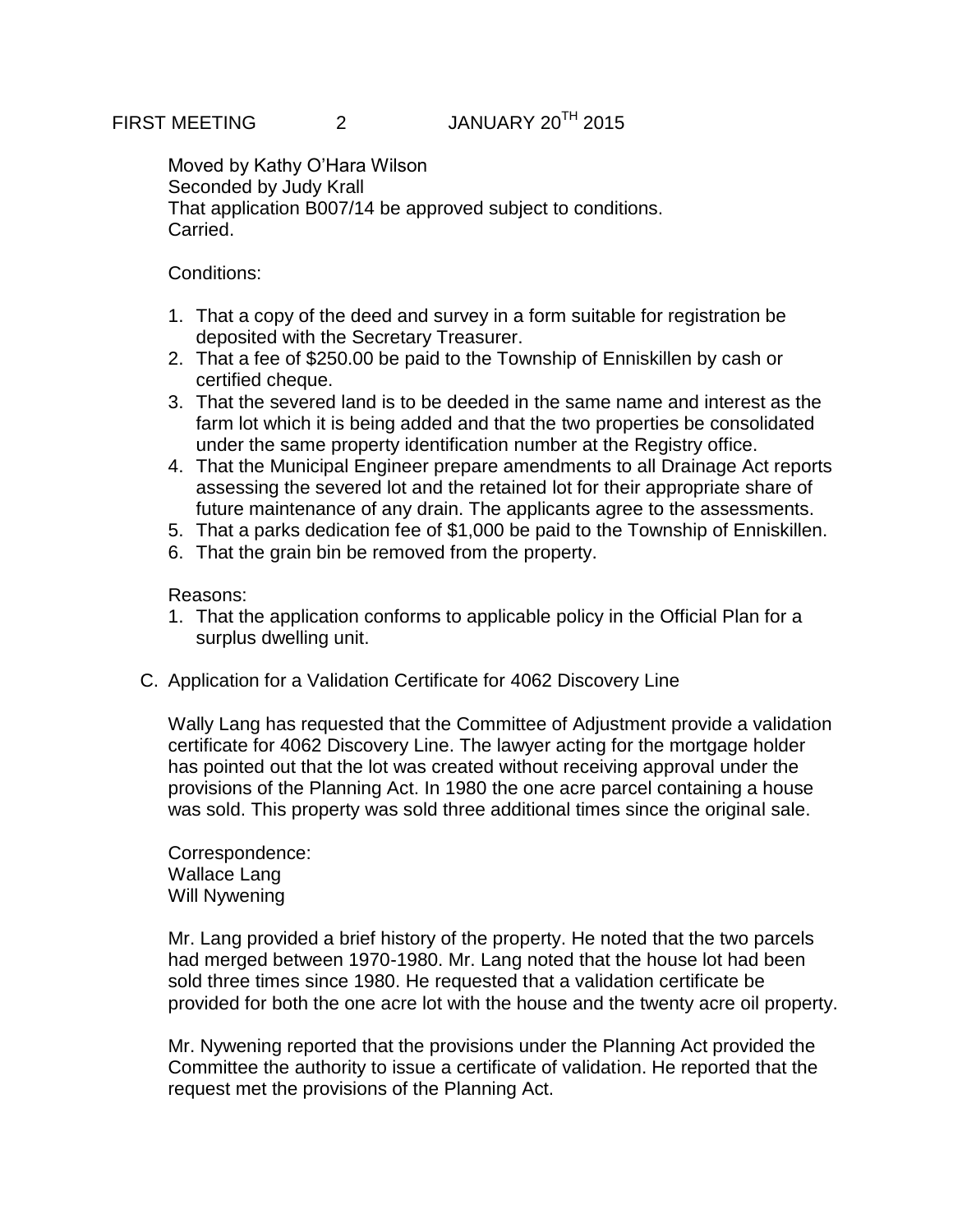Moved by Kathy O'Hara Wilson
Seconded by Judy Krall
That application B007/14 be approved subject to conditions.
Carried.

Conditions:

1. That a copy of the deed and survey in a form suitable for registration be deposited with the Secretary Treasurer.
2. That a fee of $250.00 be paid to the Township of Enniskillen by cash or certified cheque.
3. That the severed land is to be deeded in the same name and interest as the farm lot which it is being added and that the two properties be consolidated under the same property identification number at the Registry office.
4. That the Municipal Engineer prepare amendments to all Drainage Act reports assessing the severed lot and the retained lot for their appropriate share of future maintenance of any drain. The applicants agree to the assessments.
5. That a parks dedication fee of $1,000 be paid to the Township of Enniskillen.
6. That the grain bin be removed from the property.

Reasons:

1. That the application conforms to applicable policy in the Official Plan for a surplus dwelling unit.

C. Application for a Validation Certificate for 4062 Discovery Line

Wally Lang has requested that the Committee of Adjustment provide a validation certificate for 4062 Discovery Line. The lawyer acting for the mortgage holder has pointed out that the lot was created without receiving approval under the provisions of the Planning Act. In 1980 the one acre parcel containing a house was sold. This property was sold three additional times since the original sale.

Correspondence:
Wallace Lang
Will Nywening

Mr. Lang provided a brief history of the property. He noted that the two parcels had merged between 1970-1980. Mr. Lang noted that the house lot had been sold three times since 1980. He requested that a validation certificate be provided for both the one acre lot with the house and the twenty acre oil property.

Mr. Nywening reported that the provisions under the Planning Act provided the Committee the authority to issue a certificate of validation. He reported that the request met the provisions of the Planning Act.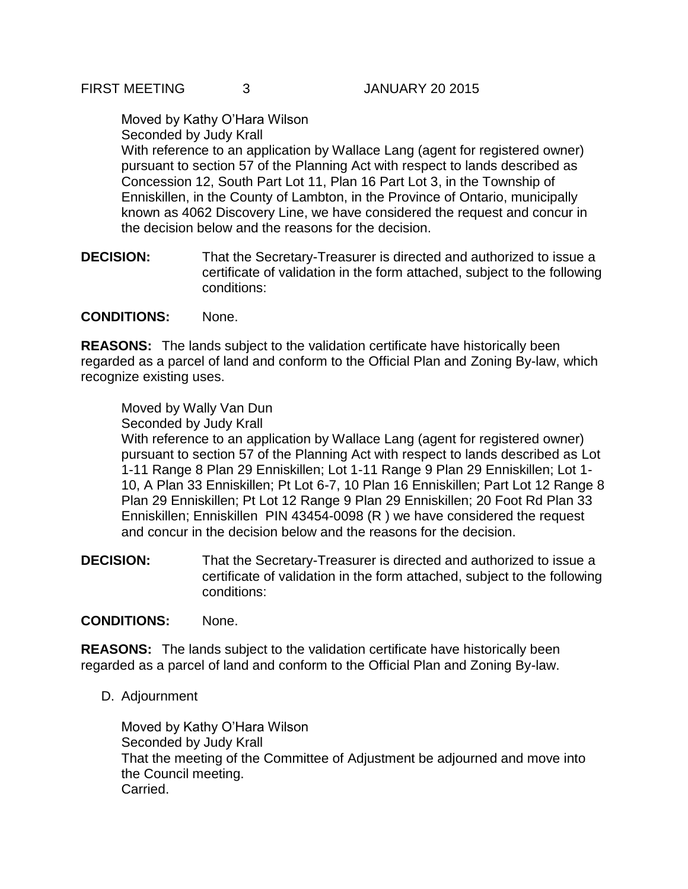Moved by Kathy O'Hara Wilson
Seconded by Judy Krall
With reference to an application by Wallace Lang (agent for registered owner) pursuant to section 57 of the Planning Act with respect to lands described as Concession 12, South Part Lot 11, Plan 16 Part Lot 3, in the Township of Enniskillen, in the County of Lambton, in the Province of Ontario, municipally known as 4062 Discovery Line, we have considered the request and concur in the decision below and the reasons for the decision.

**DECISION:** That the Secretary-Treasurer is directed and authorized to issue a certificate of validation in the form attached, subject to the following conditions:

**CONDITIONS:** None.

**REASONS:** The lands subject to the validation certificate have historically been regarded as a parcel of land and conform to the Official Plan and Zoning By-law, which recognize existing uses.

Moved by Wally Van Dun
Seconded by Judy Krall
With reference to an application by Wallace Lang (agent for registered owner) pursuant to section 57 of the Planning Act with respect to lands described as Lot 1-11 Range 8 Plan 29 Enniskillen; Lot 1-11 Range 9 Plan 29 Enniskillen; Lot 1-10, A Plan 33 Enniskillen; Pt Lot 6-7, 10 Plan 16 Enniskillen; Part Lot 12 Range 8 Plan 29 Enniskillen; Pt Lot 12 Range 9 Plan 29 Enniskillen; 20 Foot Rd Plan 33 Enniskillen; Enniskillen PIN 43454-0098 (R ) we have considered the request and concur in the decision below and the reasons for the decision.

**DECISION:** That the Secretary-Treasurer is directed and authorized to issue a certificate of validation in the form attached, subject to the following conditions:

**CONDITIONS:** None.

**REASONS:** The lands subject to the validation certificate have historically been regarded as a parcel of land and conform to the Official Plan and Zoning By-law.

D. Adjournment

Moved by Kathy O'Hara Wilson
Seconded by Judy Krall
That the meeting of the Committee of Adjustment be adjourned and move into the Council meeting.
Carried.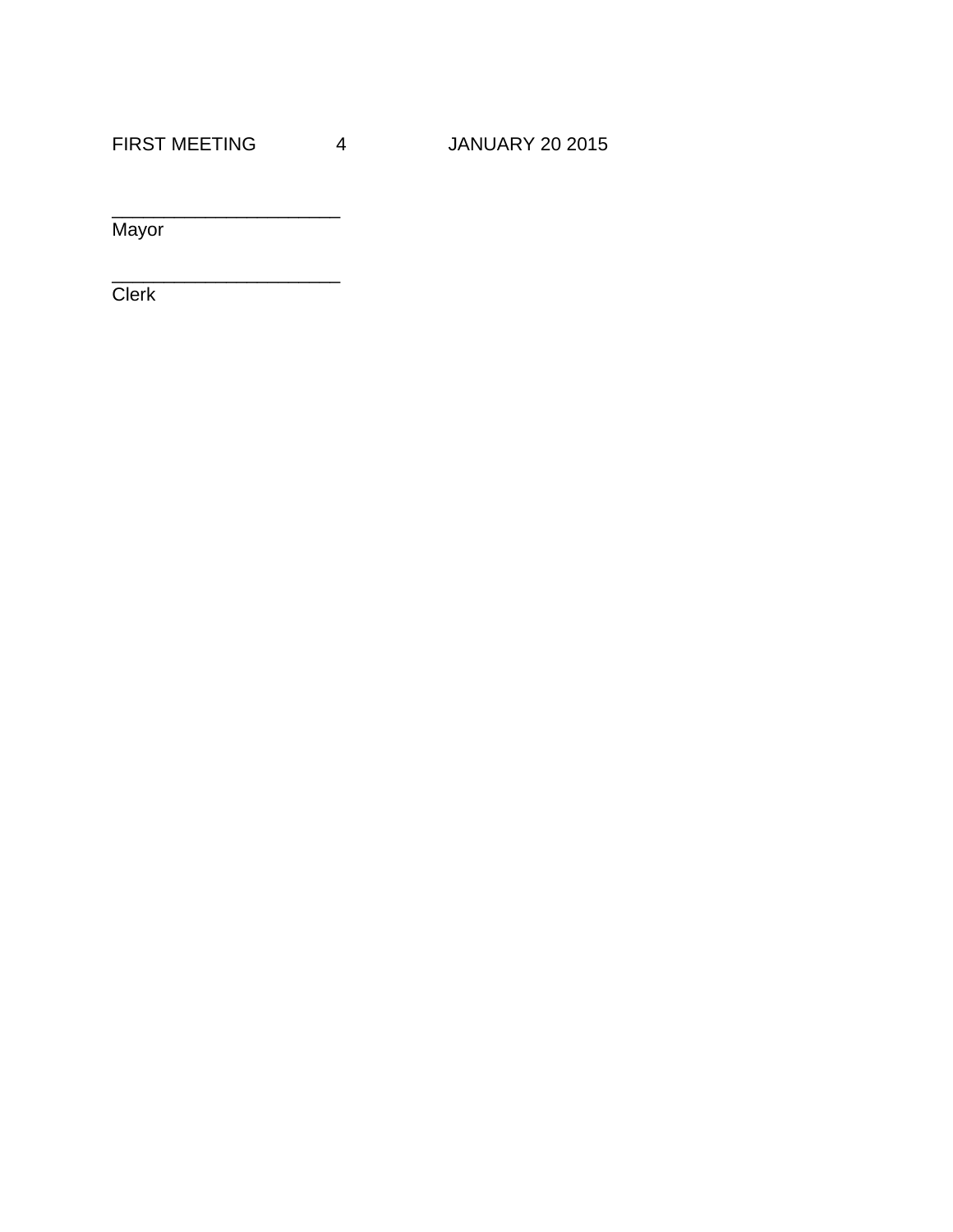______________________
Mayor

______________________
Clerk